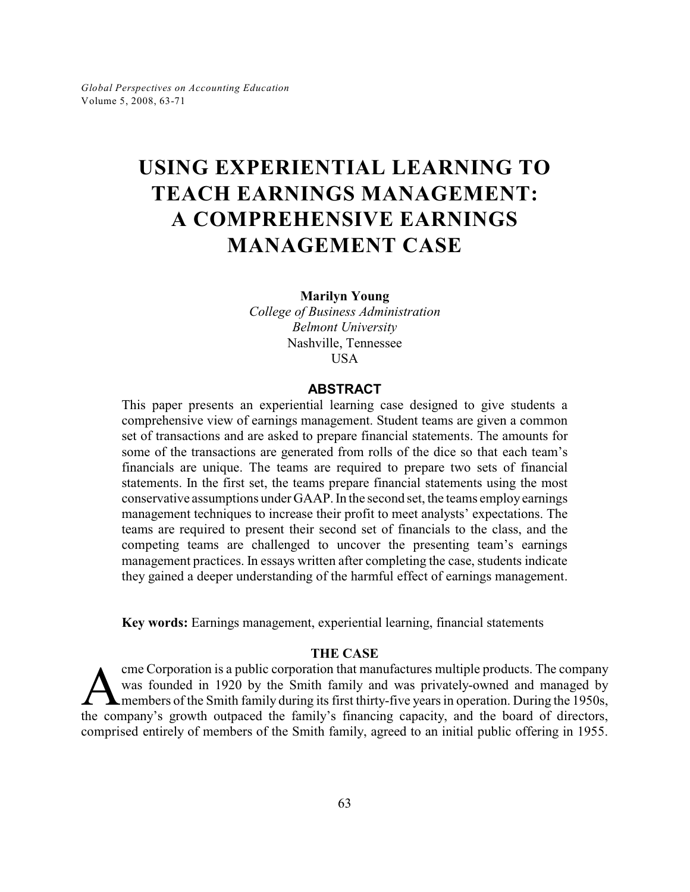# USING EXPERIENTIAL LEARNING TO TEACH EARNINGS MANAGEMENT: A COMPREHENSIVE EARNINGS MANAGEMENT CASE

**Marilyn Young**
*College of Business Administration*
*Belmont University*
Nashville, Tennessee
USA

## ABSTRACT

This paper presents an experiential learning case designed to give students a comprehensive view of earnings management. Student teams are given a common set of transactions and are asked to prepare financial statements. The amounts for some of the transactions are generated from rolls of the dice so that each team's financials are unique. The teams are required to prepare two sets of financial statements. In the first set, the teams prepare financial statements using the most conservative assumptions under GAAP. In the second set, the teams employ earnings management techniques to increase their profit to meet analysts' expectations. The teams are required to present their second set of financials to the class, and the competing teams are challenged to uncover the presenting team's earnings management practices. In essays written after completing the case, students indicate they gained a deeper understanding of the harmful effect of earnings management.

**Key words:** Earnings management, experiential learning, financial statements

## THE CASE

Acme Corporation is a public corporation that manufactures multiple products. The company was founded in 1920 by the Smith family and was privately-owned and managed by members of the Smith family during its first thirty-five years in operation. During the 1950s, the company's growth outpaced the family's financing capacity, and the board of directors, comprised entirely of members of the Smith family, agreed to an initial public offering in 1955.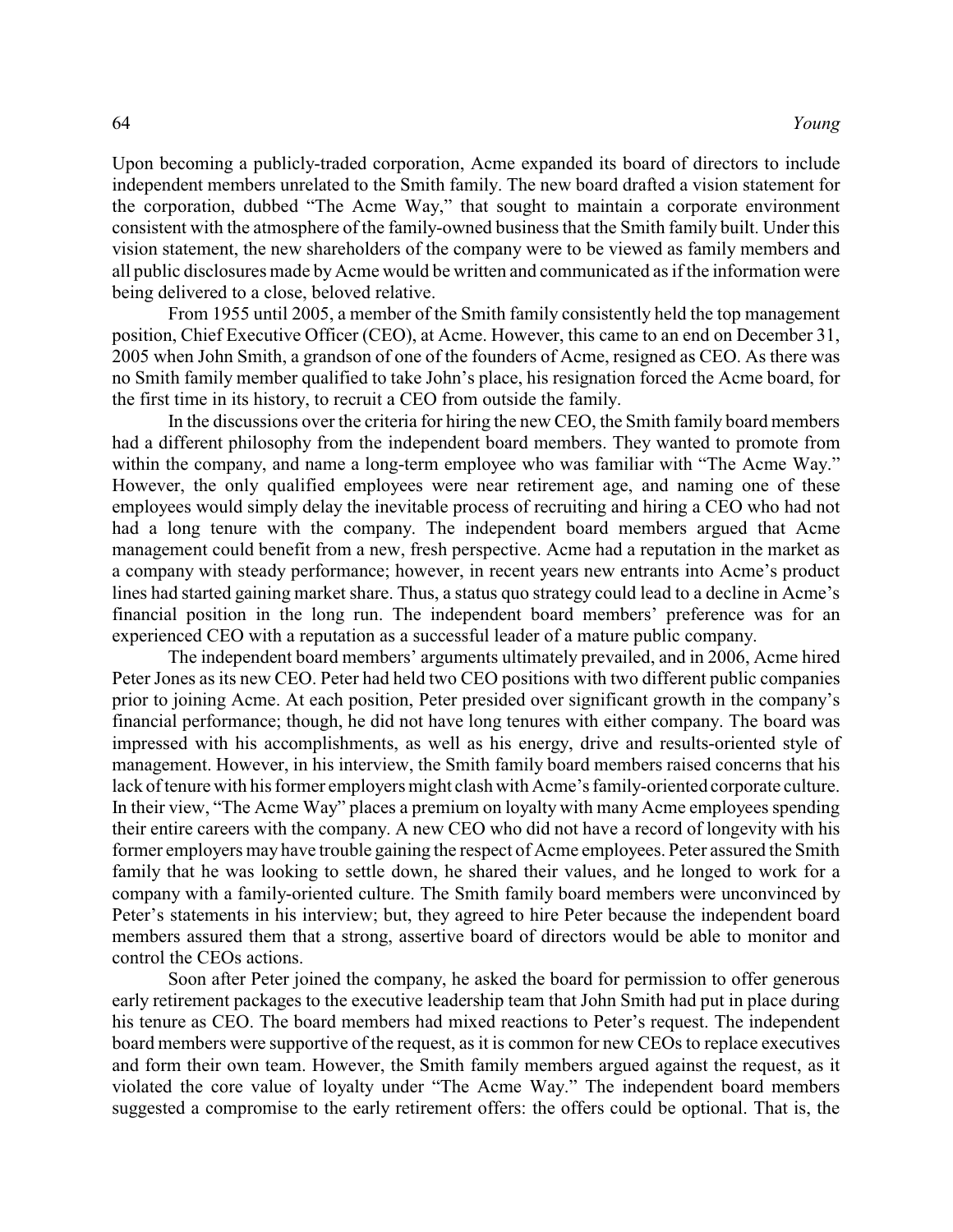Upon becoming a publicly-traded corporation, Acme expanded its board of directors to include independent members unrelated to the Smith family. The new board drafted a vision statement for the corporation, dubbed "The Acme Way," that sought to maintain a corporate environment consistent with the atmosphere of the family-owned business that the Smith family built. Under this vision statement, the new shareholders of the company were to be viewed as family members and all public disclosures made by Acme would be written and communicated as if the information were being delivered to a close, beloved relative.

From 1955 until 2005, a member of the Smith family consistently held the top management position, Chief Executive Officer (CEO), at Acme. However, this came to an end on December 31, 2005 when John Smith, a grandson of one of the founders of Acme, resigned as CEO. As there was no Smith family member qualified to take John's place, his resignation forced the Acme board, for the first time in its history, to recruit a CEO from outside the family.

In the discussions over the criteria for hiring the new CEO, the Smith family board members had a different philosophy from the independent board members. They wanted to promote from within the company, and name a long-term employee who was familiar with "The Acme Way." However, the only qualified employees were near retirement age, and naming one of these employees would simply delay the inevitable process of recruiting and hiring a CEO who had not had a long tenure with the company. The independent board members argued that Acme management could benefit from a new, fresh perspective. Acme had a reputation in the market as a company with steady performance; however, in recent years new entrants into Acme's product lines had started gaining market share. Thus, a status quo strategy could lead to a decline in Acme's financial position in the long run. The independent board members' preference was for an experienced CEO with a reputation as a successful leader of a mature public company.

The independent board members' arguments ultimately prevailed, and in 2006, Acme hired Peter Jones as its new CEO. Peter had held two CEO positions with two different public companies prior to joining Acme. At each position, Peter presided over significant growth in the company's financial performance; though, he did not have long tenures with either company. The board was impressed with his accomplishments, as well as his energy, drive and results-oriented style of management. However, in his interview, the Smith family board members raised concerns that his lack of tenure with his former employers might clash with Acme's family-oriented corporate culture. In their view, "The Acme Way" places a premium on loyalty with many Acme employees spending their entire careers with the company. A new CEO who did not have a record of longevity with his former employers may have trouble gaining the respect of Acme employees. Peter assured the Smith family that he was looking to settle down, he shared their values, and he longed to work for a company with a family-oriented culture. The Smith family board members were unconvinced by Peter's statements in his interview; but, they agreed to hire Peter because the independent board members assured them that a strong, assertive board of directors would be able to monitor and control the CEOs actions.

Soon after Peter joined the company, he asked the board for permission to offer generous early retirement packages to the executive leadership team that John Smith had put in place during his tenure as CEO. The board members had mixed reactions to Peter's request. The independent board members were supportive of the request, as it is common for new CEOs to replace executives and form their own team. However, the Smith family members argued against the request, as it violated the core value of loyalty under "The Acme Way." The independent board members suggested a compromise to the early retirement offers: the offers could be optional. That is, the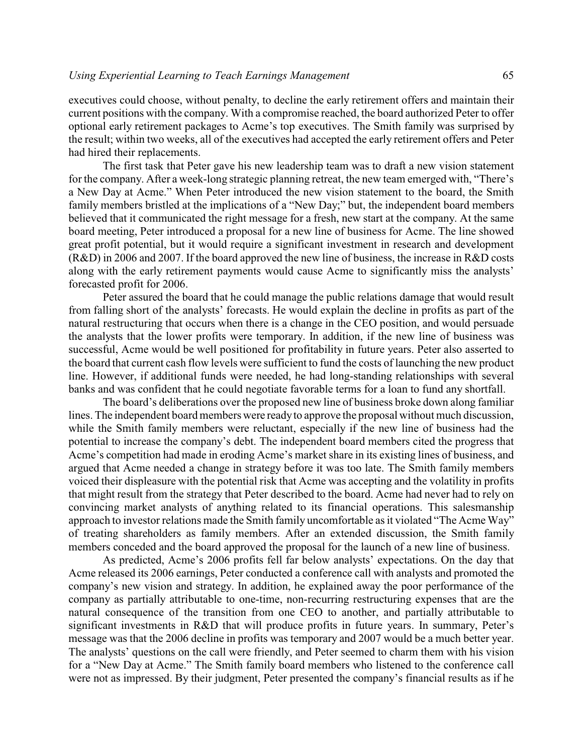executives could choose, without penalty, to decline the early retirement offers and maintain their current positions with the company. With a compromise reached, the board authorized Peter to offer optional early retirement packages to Acme's top executives. The Smith family was surprised by the result; within two weeks, all of the executives had accepted the early retirement offers and Peter had hired their replacements.

The first task that Peter gave his new leadership team was to draft a new vision statement for the company. After a week-long strategic planning retreat, the new team emerged with, "There's a New Day at Acme." When Peter introduced the new vision statement to the board, the Smith family members bristled at the implications of a "New Day;" but, the independent board members believed that it communicated the right message for a fresh, new start at the company. At the same board meeting, Peter introduced a proposal for a new line of business for Acme. The line showed great profit potential, but it would require a significant investment in research and development (R&D) in 2006 and 2007. If the board approved the new line of business, the increase in R&D costs along with the early retirement payments would cause Acme to significantly miss the analysts' forecasted profit for 2006.

Peter assured the board that he could manage the public relations damage that would result from falling short of the analysts' forecasts. He would explain the decline in profits as part of the natural restructuring that occurs when there is a change in the CEO position, and would persuade the analysts that the lower profits were temporary. In addition, if the new line of business was successful, Acme would be well positioned for profitability in future years. Peter also asserted to the board that current cash flow levels were sufficient to fund the costs of launching the new product line. However, if additional funds were needed, he had long-standing relationships with several banks and was confident that he could negotiate favorable terms for a loan to fund any shortfall.

The board's deliberations over the proposed new line of business broke down along familiar lines. The independent board members were ready to approve the proposal without much discussion, while the Smith family members were reluctant, especially if the new line of business had the potential to increase the company's debt. The independent board members cited the progress that Acme's competition had made in eroding Acme's market share in its existing lines of business, and argued that Acme needed a change in strategy before it was too late. The Smith family members voiced their displeasure with the potential risk that Acme was accepting and the volatility in profits that might result from the strategy that Peter described to the board. Acme had never had to rely on convincing market analysts of anything related to its financial operations. This salesmanship approach to investor relations made the Smith family uncomfortable as it violated "The Acme Way" of treating shareholders as family members. After an extended discussion, the Smith family members conceded and the board approved the proposal for the launch of a new line of business.

As predicted, Acme's 2006 profits fell far below analysts' expectations. On the day that Acme released its 2006 earnings, Peter conducted a conference call with analysts and promoted the company's new vision and strategy. In addition, he explained away the poor performance of the company as partially attributable to one-time, non-recurring restructuring expenses that are the natural consequence of the transition from one CEO to another, and partially attributable to significant investments in R&D that will produce profits in future years. In summary, Peter's message was that the 2006 decline in profits was temporary and 2007 would be a much better year. The analysts' questions on the call were friendly, and Peter seemed to charm them with his vision for a "New Day at Acme." The Smith family board members who listened to the conference call were not as impressed. By their judgment, Peter presented the company's financial results as if he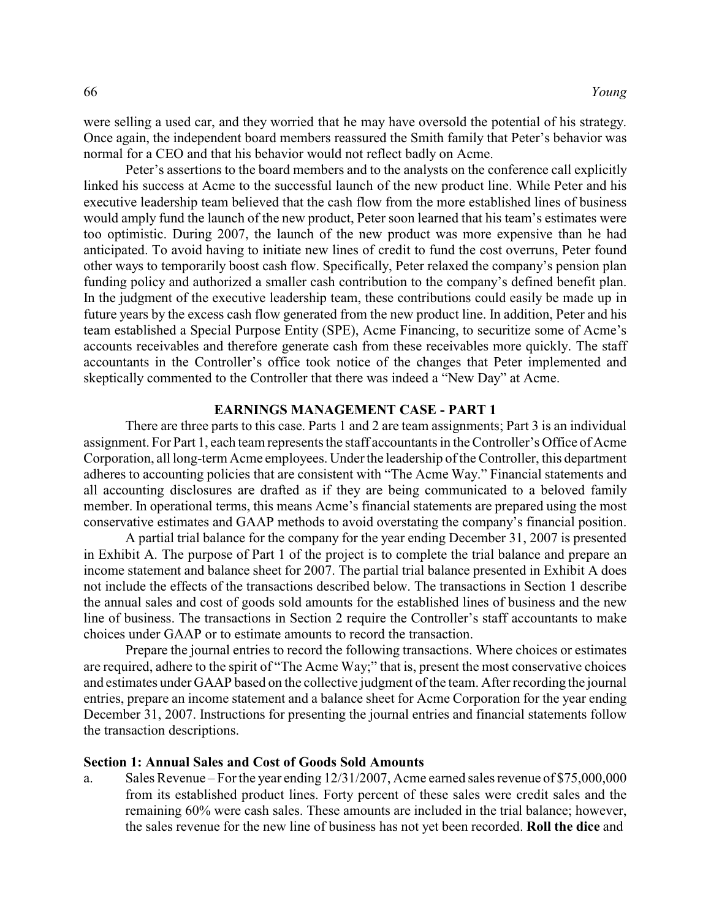were selling a used car, and they worried that he may have oversold the potential of his strategy. Once again, the independent board members reassured the Smith family that Peter's behavior was normal for a CEO and that his behavior would not reflect badly on Acme.

Peter's assertions to the board members and to the analysts on the conference call explicitly linked his success at Acme to the successful launch of the new product line. While Peter and his executive leadership team believed that the cash flow from the more established lines of business would amply fund the launch of the new product, Peter soon learned that his team's estimates were too optimistic. During 2007, the launch of the new product was more expensive than he had anticipated. To avoid having to initiate new lines of credit to fund the cost overruns, Peter found other ways to temporarily boost cash flow. Specifically, Peter relaxed the company's pension plan funding policy and authorized a smaller cash contribution to the company's defined benefit plan. In the judgment of the executive leadership team, these contributions could easily be made up in future years by the excess cash flow generated from the new product line. In addition, Peter and his team established a Special Purpose Entity (SPE), Acme Financing, to securitize some of Acme's accounts receivables and therefore generate cash from these receivables more quickly. The staff accountants in the Controller's office took notice of the changes that Peter implemented and skeptically commented to the Controller that there was indeed a "New Day" at Acme.

## EARNINGS MANAGEMENT CASE - PART 1

There are three parts to this case. Parts 1 and 2 are team assignments; Part 3 is an individual assignment. For Part 1, each team represents the staff accountants in the Controller's Office of Acme Corporation, all long-term Acme employees. Under the leadership of the Controller, this department adheres to accounting policies that are consistent with "The Acme Way." Financial statements and all accounting disclosures are drafted as if they are being communicated to a beloved family member. In operational terms, this means Acme's financial statements are prepared using the most conservative estimates and GAAP methods to avoid overstating the company's financial position.

A partial trial balance for the company for the year ending December 31, 2007 is presented in Exhibit A. The purpose of Part 1 of the project is to complete the trial balance and prepare an income statement and balance sheet for 2007. The partial trial balance presented in Exhibit A does not include the effects of the transactions described below. The transactions in Section 1 describe the annual sales and cost of goods sold amounts for the established lines of business and the new line of business. The transactions in Section 2 require the Controller's staff accountants to make choices under GAAP or to estimate amounts to record the transaction.

Prepare the journal entries to record the following transactions. Where choices or estimates are required, adhere to the spirit of "The Acme Way;" that is, present the most conservative choices and estimates under GAAP based on the collective judgment of the team. After recording the journal entries, prepare an income statement and a balance sheet for Acme Corporation for the year ending December 31, 2007. Instructions for presenting the journal entries and financial statements follow the transaction descriptions.

### Section 1: Annual Sales and Cost of Goods Sold Amounts

a. Sales Revenue – For the year ending 12/31/2007, Acme earned sales revenue of $75,000,000 from its established product lines. Forty percent of these sales were credit sales and the remaining 60% were cash sales. These amounts are included in the trial balance; however, the sales revenue for the new line of business has not yet been recorded. **Roll the dice** and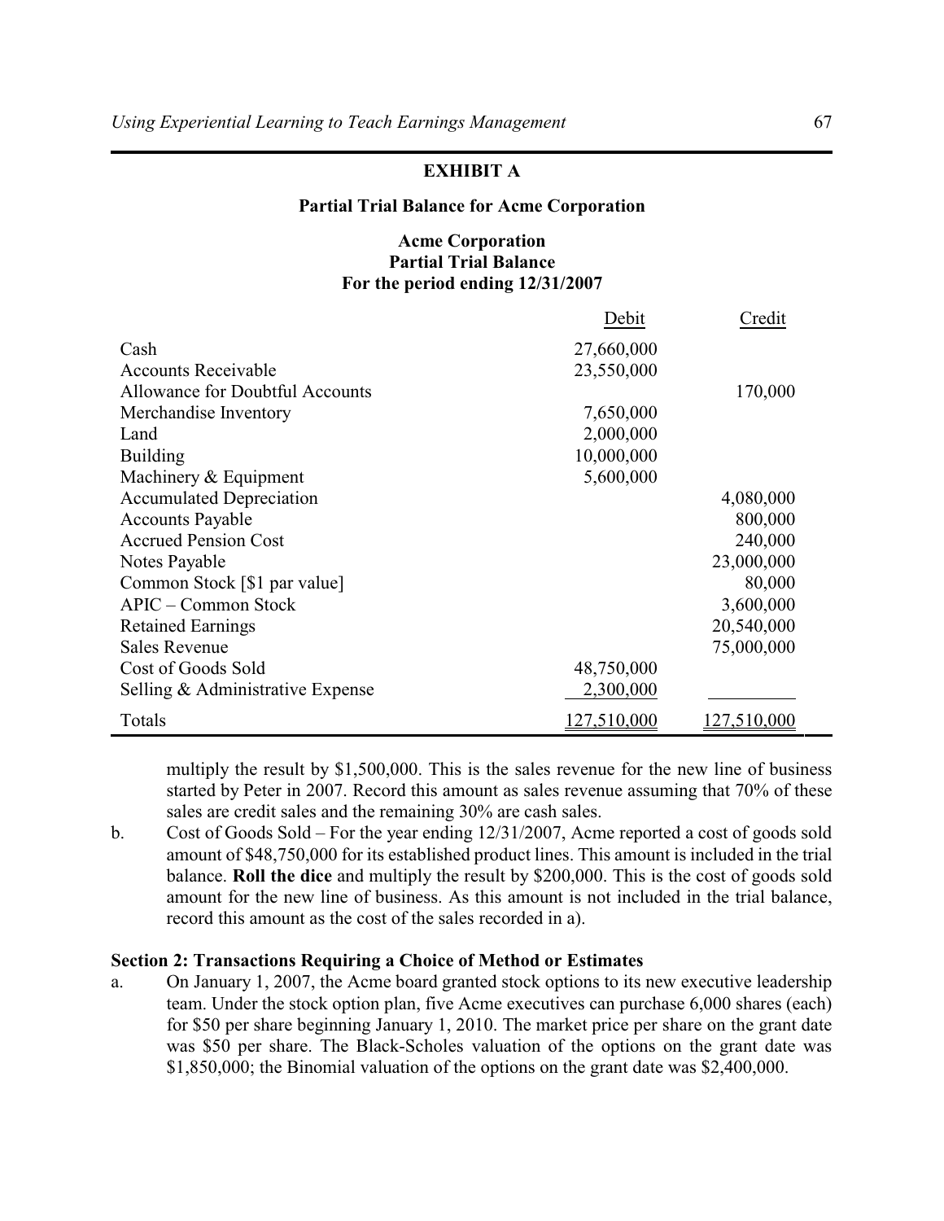**EXHIBIT A**

**Partial Trial Balance for Acme Corporation**

**Acme Corporation**
**Partial Trial Balance**
**For the period ending 12/31/2007**

| | Debit | Credit |
|---|---|---|
| Cash | 27,660,000 | |
| Accounts Receivable | 23,550,000 | |
| Allowance for Doubtful Accounts | | 170,000 |
| Merchandise Inventory | 7,650,000 | |
| Land | 2,000,000 | |
| Building | 10,000,000 | |
| Machinery & Equipment | 5,600,000 | |
| Accumulated Depreciation | | 4,080,000 |
| Accounts Payable | | 800,000 |
| Accrued Pension Cost | | 240,000 |
| Notes Payable | | 23,000,000 |
| Common Stock [$1 par value] | | 80,000 |
| APIC – Common Stock | | 3,600,000 |
| Retained Earnings | | 20,540,000 |
| Sales Revenue | | 75,000,000 |
| Cost of Goods Sold | 48,750,000 | |
| Selling & Administrative Expense | 2,300,000 | |
| Totals | 127,510,000 | 127,510,000 |

multiply the result by $1,500,000. This is the sales revenue for the new line of business started by Peter in 2007. Record this amount as sales revenue assuming that 70% of these sales are credit sales and the remaining 30% are cash sales.

b. Cost of Goods Sold – For the year ending 12/31/2007, Acme reported a cost of goods sold amount of $48,750,000 for its established product lines. This amount is included in the trial balance. **Roll the dice** and multiply the result by $200,000. This is the cost of goods sold amount for the new line of business. As this amount is not included in the trial balance, record this amount as the cost of the sales recorded in a).

### Section 2: Transactions Requiring a Choice of Method or Estimates

a. On January 1, 2007, the Acme board granted stock options to its new executive leadership team. Under the stock option plan, five Acme executives can purchase 6,000 shares (each) for $50 per share beginning January 1, 2010. The market price per share on the grant date was $50 per share. The Black-Scholes valuation of the options on the grant date was $1,850,000; the Binomial valuation of the options on the grant date was $2,400,000.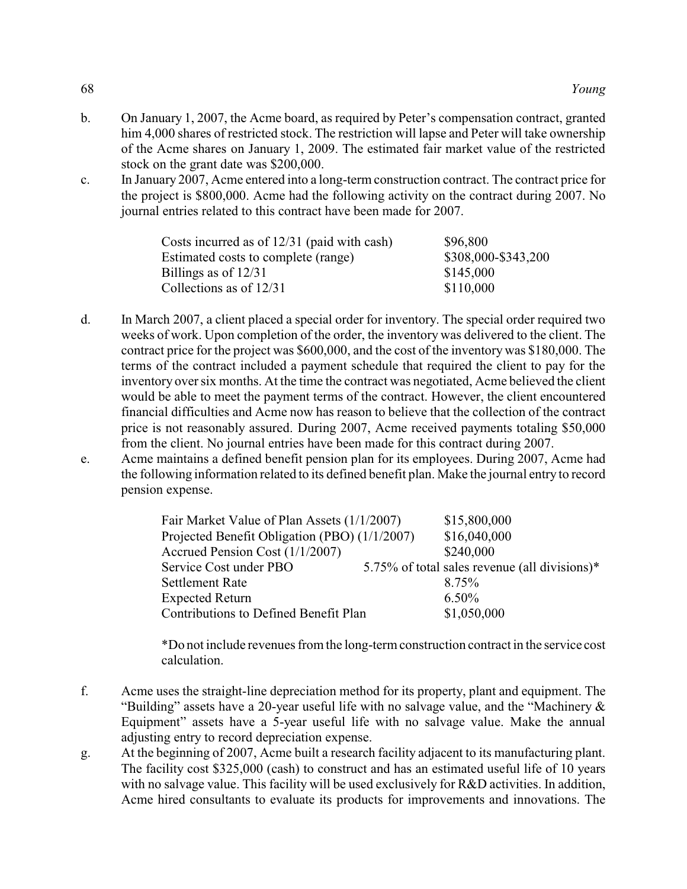b. On January 1, 2007, the Acme board, as required by Peter's compensation contract, granted him 4,000 shares of restricted stock. The restriction will lapse and Peter will take ownership of the Acme shares on January 1, 2009. The estimated fair market value of the restricted stock on the grant date was $200,000.

c. In January 2007, Acme entered into a long-term construction contract. The contract price for the project is $800,000. Acme had the following activity on the contract during 2007. No journal entries related to this contract have been made for 2007.

| | |
|---|---|
| Costs incurred as of 12/31 (paid with cash) | $96,800 |
| Estimated costs to complete (range) | $308,000-$343,200 |
| Billings as of 12/31 | $145,000 |
| Collections as of 12/31 | $110,000 |

d. In March 2007, a client placed a special order for inventory. The special order required two weeks of work. Upon completion of the order, the inventory was delivered to the client. The contract price for the project was $600,000, and the cost of the inventory was $180,000. The terms of the contract included a payment schedule that required the client to pay for the inventory over six months. At the time the contract was negotiated, Acme believed the client would be able to meet the payment terms of the contract. However, the client encountered financial difficulties and Acme now has reason to believe that the collection of the contract price is not reasonably assured. During 2007, Acme received payments totaling $50,000 from the client. No journal entries have been made for this contract during 2007.

e. Acme maintains a defined benefit pension plan for its employees. During 2007, Acme had the following information related to its defined benefit plan. Make the journal entry to record pension expense.

| | |
|---|---|
| Fair Market Value of Plan Assets (1/1/2007) | $15,800,000 |
| Projected Benefit Obligation (PBO) (1/1/2007) | $16,040,000 |
| Accrued Pension Cost (1/1/2007) | $240,000 |
| Service Cost under PBO | 5.75% of total sales revenue (all divisions)* |
| Settlement Rate | 8.75% |
| Expected Return | 6.50% |
| Contributions to Defined Benefit Plan | $1,050,000 |

*Do not include revenues from the long-term construction contract in the service cost calculation.

f. Acme uses the straight-line depreciation method for its property, plant and equipment. The "Building" assets have a 20-year useful life with no salvage value, and the "Machinery & Equipment" assets have a 5-year useful life with no salvage value. Make the annual adjusting entry to record depreciation expense.

g. At the beginning of 2007, Acme built a research facility adjacent to its manufacturing plant. The facility cost $325,000 (cash) to construct and has an estimated useful life of 10 years with no salvage value. This facility will be used exclusively for R&D activities. In addition, Acme hired consultants to evaluate its products for improvements and innovations. The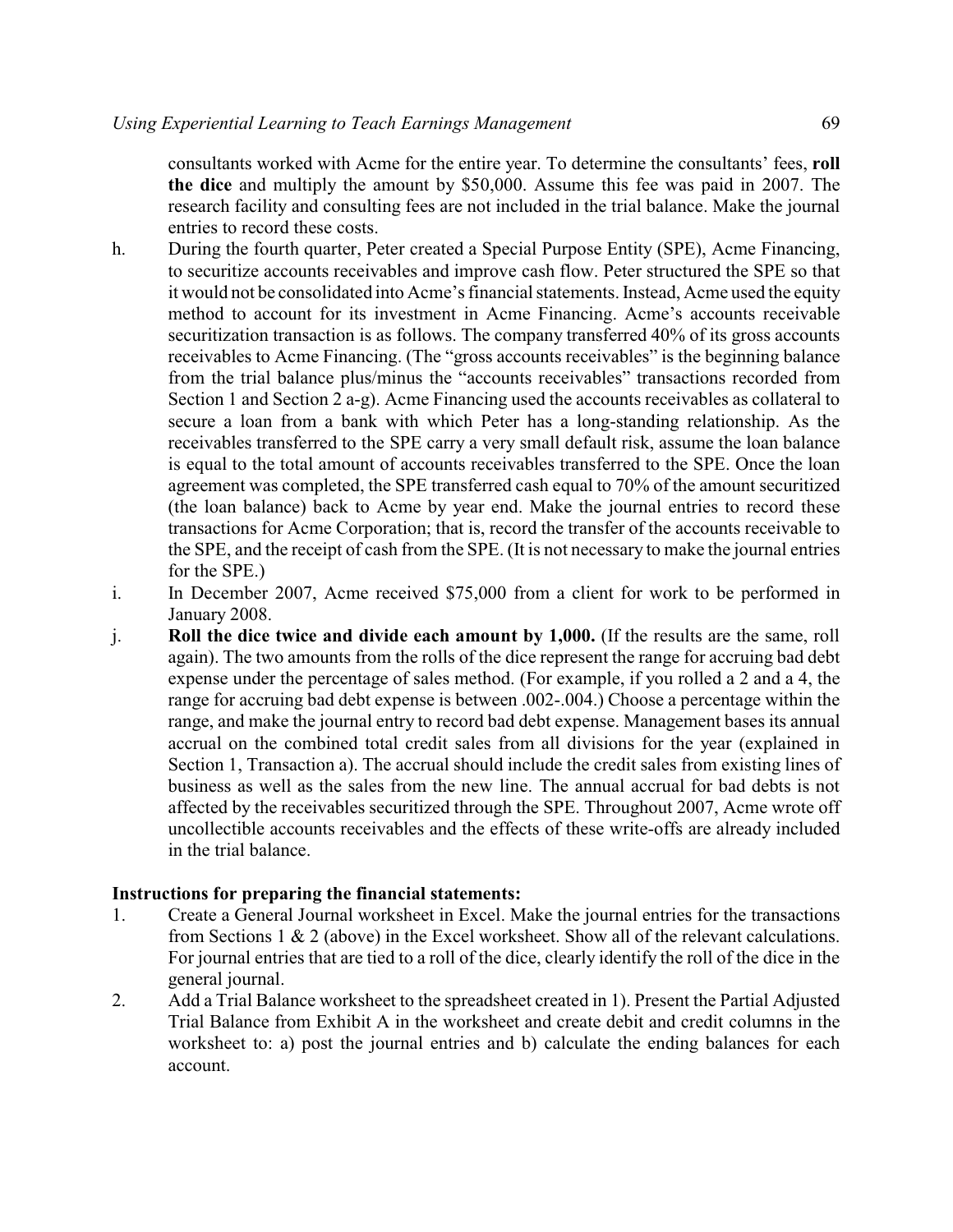consultants worked with Acme for the entire year. To determine the consultants' fees, **roll the dice** and multiply the amount by \$50,000. Assume this fee was paid in 2007. The research facility and consulting fees are not included in the trial balance. Make the journal entries to record these costs.

h. During the fourth quarter, Peter created a Special Purpose Entity (SPE), Acme Financing, to securitize accounts receivables and improve cash flow. Peter structured the SPE so that it would not be consolidated into Acme's financial statements. Instead, Acme used the equity method to account for its investment in Acme Financing. Acme's accounts receivable securitization transaction is as follows. The company transferred 40% of its gross accounts receivables to Acme Financing. (The "gross accounts receivables" is the beginning balance from the trial balance plus/minus the "accounts receivables" transactions recorded from Section 1 and Section 2 a-g). Acme Financing used the accounts receivables as collateral to secure a loan from a bank with which Peter has a long-standing relationship. As the receivables transferred to the SPE carry a very small default risk, assume the loan balance is equal to the total amount of accounts receivables transferred to the SPE. Once the loan agreement was completed, the SPE transferred cash equal to 70% of the amount securitized (the loan balance) back to Acme by year end. Make the journal entries to record these transactions for Acme Corporation; that is, record the transfer of the accounts receivable to the SPE, and the receipt of cash from the SPE. (It is not necessary to make the journal entries for the SPE.)

i. In December 2007, Acme received \$75,000 from a client for work to be performed in January 2008.

j. **Roll the dice twice and divide each amount by 1,000.** (If the results are the same, roll again). The two amounts from the rolls of the dice represent the range for accruing bad debt expense under the percentage of sales method. (For example, if you rolled a 2 and a 4, the range for accruing bad debt expense is between .002-.004.) Choose a percentage within the range, and make the journal entry to record bad debt expense. Management bases its annual accrual on the combined total credit sales from all divisions for the year (explained in Section 1, Transaction a). The accrual should include the credit sales from existing lines of business as well as the sales from the new line. The annual accrual for bad debts is not affected by the receivables securitized through the SPE. Throughout 2007, Acme wrote off uncollectible accounts receivables and the effects of these write-offs are already included in the trial balance.

**Instructions for preparing the financial statements:**

1. Create a General Journal worksheet in Excel. Make the journal entries for the transactions from Sections 1 & 2 (above) in the Excel worksheet. Show all of the relevant calculations. For journal entries that are tied to a roll of the dice, clearly identify the roll of the dice in the general journal.
2. Add a Trial Balance worksheet to the spreadsheet created in 1). Present the Partial Adjusted Trial Balance from Exhibit A in the worksheet and create debit and credit columns in the worksheet to: a) post the journal entries and b) calculate the ending balances for each account.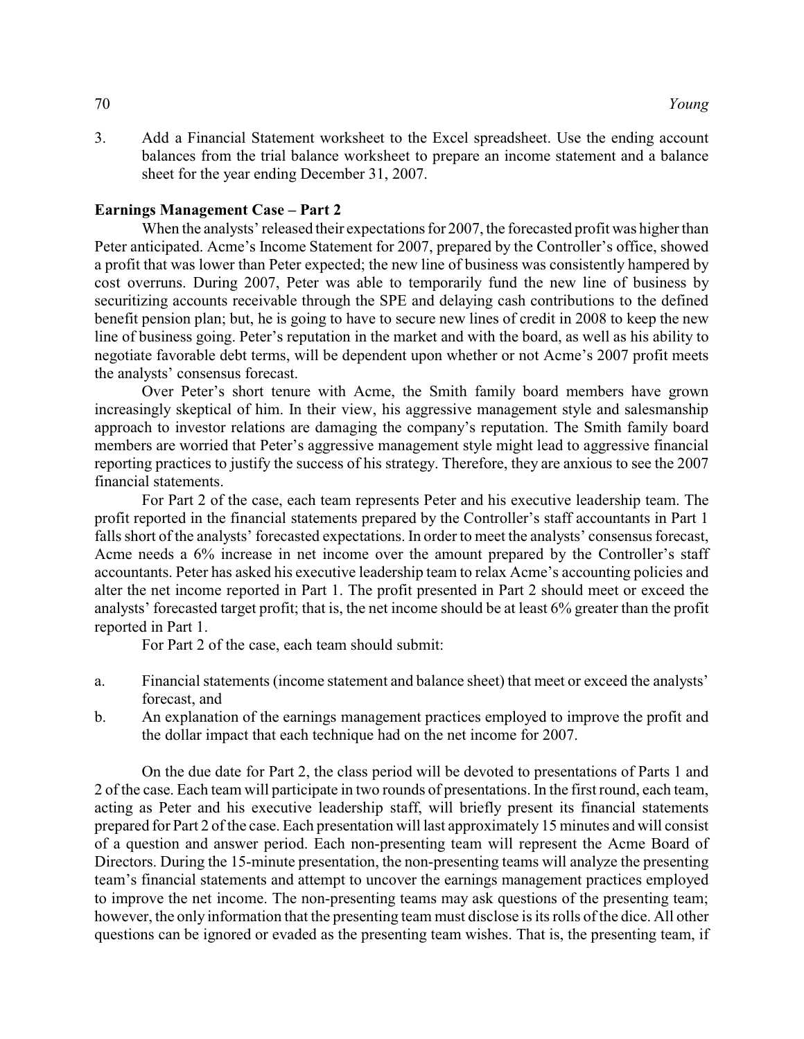3. Add a Financial Statement worksheet to the Excel spreadsheet. Use the ending account balances from the trial balance worksheet to prepare an income statement and a balance sheet for the year ending December 31, 2007.

**Earnings Management Case – Part 2**

When the analysts' released their expectations for 2007, the forecasted profit was higher than Peter anticipated. Acme's Income Statement for 2007, prepared by the Controller's office, showed a profit that was lower than Peter expected; the new line of business was consistently hampered by cost overruns. During 2007, Peter was able to temporarily fund the new line of business by securitizing accounts receivable through the SPE and delaying cash contributions to the defined benefit pension plan; but, he is going to have to secure new lines of credit in 2008 to keep the new line of business going. Peter's reputation in the market and with the board, as well as his ability to negotiate favorable debt terms, will be dependent upon whether or not Acme's 2007 profit meets the analysts' consensus forecast.

Over Peter's short tenure with Acme, the Smith family board members have grown increasingly skeptical of him. In their view, his aggressive management style and salesmanship approach to investor relations are damaging the company's reputation. The Smith family board members are worried that Peter's aggressive management style might lead to aggressive financial reporting practices to justify the success of his strategy. Therefore, they are anxious to see the 2007 financial statements.

For Part 2 of the case, each team represents Peter and his executive leadership team. The profit reported in the financial statements prepared by the Controller's staff accountants in Part 1 falls short of the analysts' forecasted expectations. In order to meet the analysts' consensus forecast, Acme needs a 6% increase in net income over the amount prepared by the Controller's staff accountants. Peter has asked his executive leadership team to relax Acme's accounting policies and alter the net income reported in Part 1. The profit presented in Part 2 should meet or exceed the analysts' forecasted target profit; that is, the net income should be at least 6% greater than the profit reported in Part 1.

For Part 2 of the case, each team should submit:

a. Financial statements (income statement and balance sheet) that meet or exceed the analysts' forecast, and
b. An explanation of the earnings management practices employed to improve the profit and the dollar impact that each technique had on the net income for 2007.

On the due date for Part 2, the class period will be devoted to presentations of Parts 1 and 2 of the case. Each team will participate in two rounds of presentations. In the first round, each team, acting as Peter and his executive leadership staff, will briefly present its financial statements prepared for Part 2 of the case. Each presentation will last approximately 15 minutes and will consist of a question and answer period. Each non-presenting team will represent the Acme Board of Directors. During the 15-minute presentation, the non-presenting teams will analyze the presenting team's financial statements and attempt to uncover the earnings management practices employed to improve the net income. The non-presenting teams may ask questions of the presenting team; however, the only information that the presenting team must disclose is its rolls of the dice. All other questions can be ignored or evaded as the presenting team wishes. That is, the presenting team, if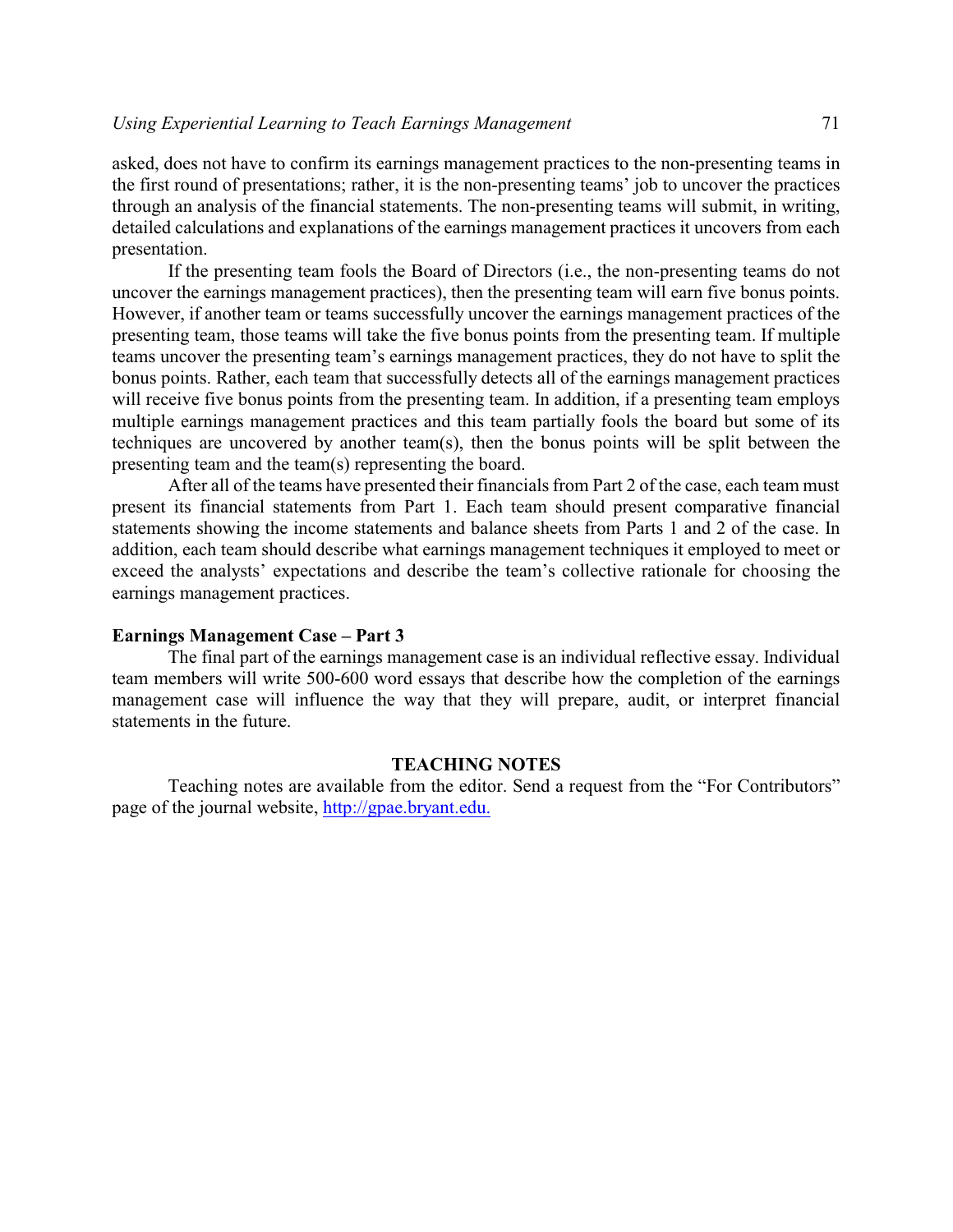asked, does not have to confirm its earnings management practices to the non-presenting teams in the first round of presentations; rather, it is the non-presenting teams' job to uncover the practices through an analysis of the financial statements. The non-presenting teams will submit, in writing, detailed calculations and explanations of the earnings management practices it uncovers from each presentation.

If the presenting team fools the Board of Directors (i.e., the non-presenting teams do not uncover the earnings management practices), then the presenting team will earn five bonus points. However, if another team or teams successfully uncover the earnings management practices of the presenting team, those teams will take the five bonus points from the presenting team. If multiple teams uncover the presenting team's earnings management practices, they do not have to split the bonus points. Rather, each team that successfully detects all of the earnings management practices will receive five bonus points from the presenting team. In addition, if a presenting team employs multiple earnings management practices and this team partially fools the board but some of its techniques are uncovered by another team(s), then the bonus points will be split between the presenting team and the team(s) representing the board.

After all of the teams have presented their financials from Part 2 of the case, each team must present its financial statements from Part 1. Each team should present comparative financial statements showing the income statements and balance sheets from Parts 1 and 2 of the case. In addition, each team should describe what earnings management techniques it employed to meet or exceed the analysts' expectations and describe the team's collective rationale for choosing the earnings management practices.

**Earnings Management Case – Part 3**

The final part of the earnings management case is an individual reflective essay. Individual team members will write 500-600 word essays that describe how the completion of the earnings management case will influence the way that they will prepare, audit, or interpret financial statements in the future.

## TEACHING NOTES

Teaching notes are available from the editor. Send a request from the "For Contributors" page of the journal website, http://gpae.bryant.edu.